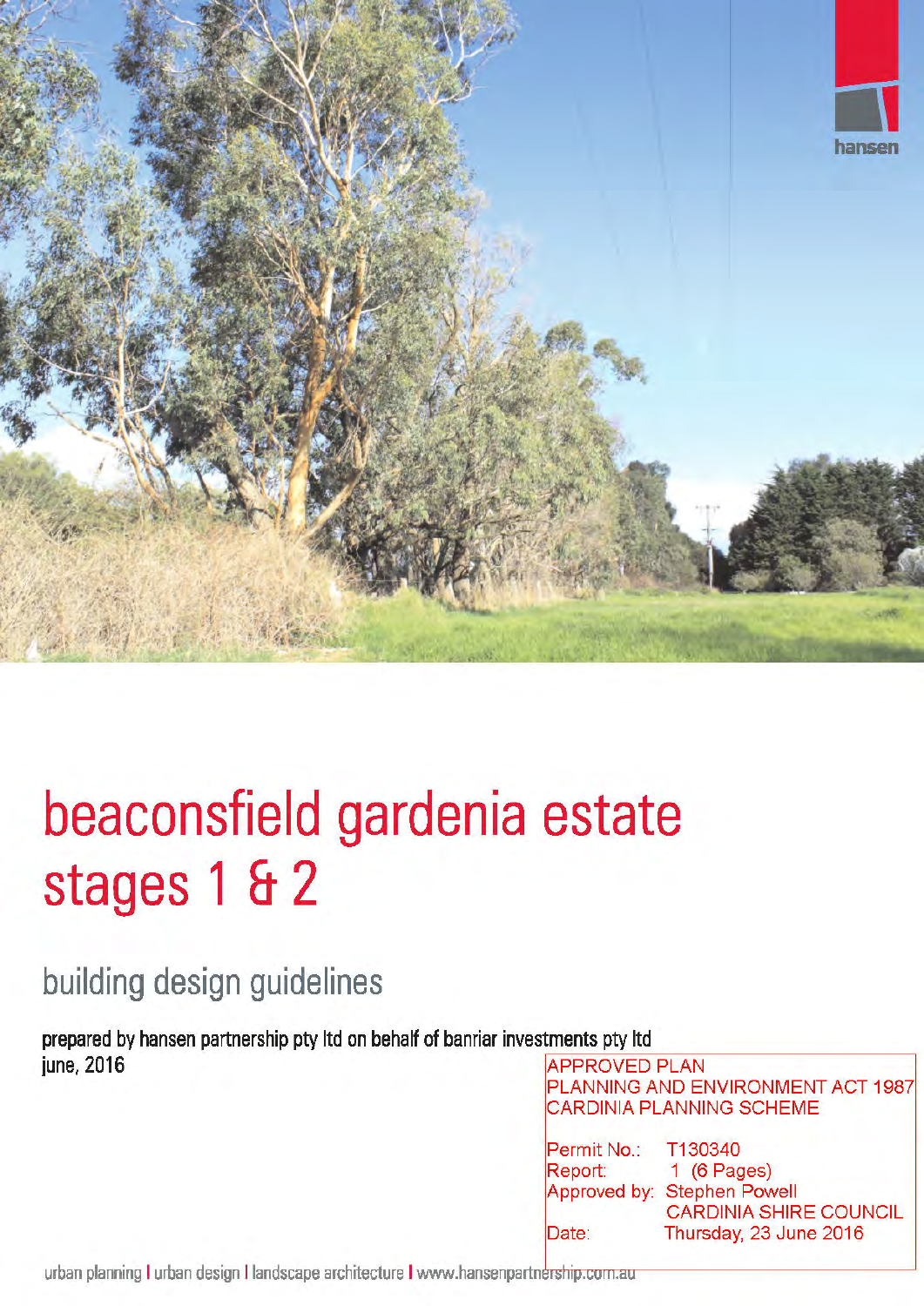hansen

# beaconsfield gardenia estate stages 1 & 2

## building design guidelines

**prepared by hansen partnership pty ltd on behalf of banriar investments pty ltd**
june, 2016

APPROVED PLAN
PLANNING AND ENVIRONMENT ACT 1987
CARDINIA PLANNING SCHEME

Permit No.: T130340
Report: 1 (6 Pages)
Approved by: Stephen Powell
CARDINIA SHIRE COUNCIL
Date: Thursday, 23 June 2016

urban planning | urban design | landscape architecture | www.hansenpartnership.com.au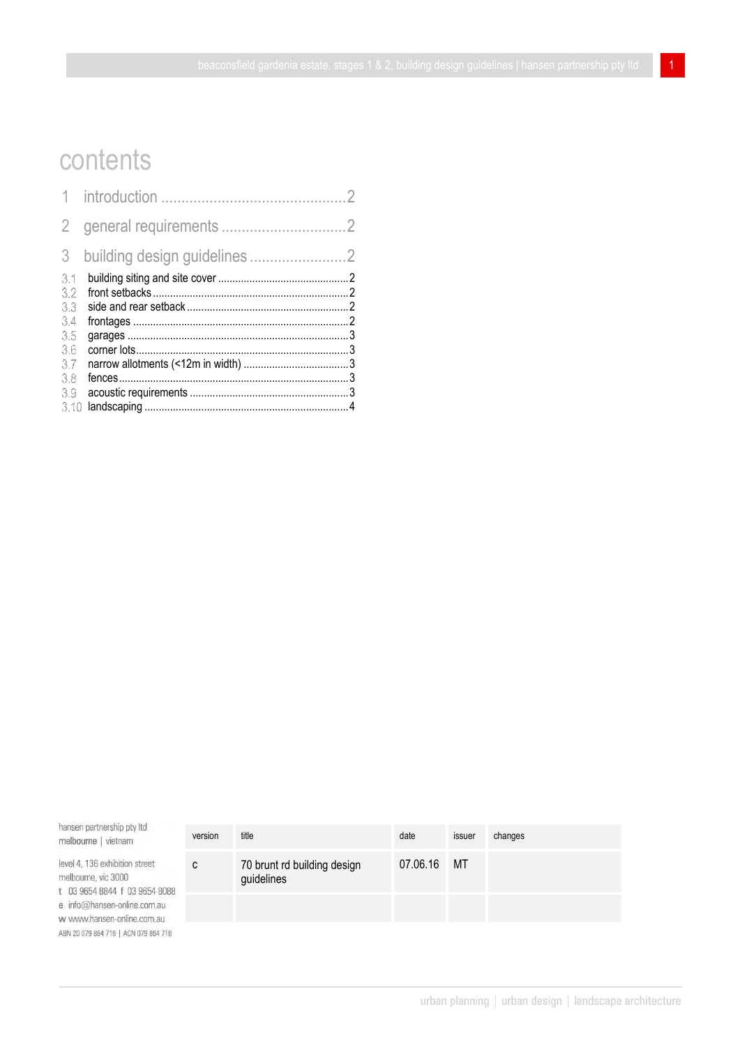# contents

1 introduction ............................................2

2 general requirements ..............................2

3 building design guidelines .......................2

3.1 building siting and site cover ............................................2
3.2 front setbacks ..................................................................2
3.3 side and rear setback .......................................................2
3.4 frontages .........................................................................2
3.5 garages ...........................................................................3
3.6 corner lots........................................................................3
3.7 narrow allotments (<12m in width) ...................................3
3.8 fences..............................................................................3
3.9 acoustic requirements ......................................................3
3.10 landscaping .....................................................................4

hansen partnership pty ltd
melbourne | vietnam

level 4, 136 exhibition street
melbourne, vic 3000
t 03 9654 8844 f 03 9654 8088
e info@hansen-online.com.au
w www.hansen-online.com.au
ABN 20 079 864 716 | ACN 079 864 716

| version | title | date | issuer | changes |
|---|---|---|---|---|
| c | 70 brunt rd building design guidelines | 07.06.16 | MT | |
| | | | | |

urban planning | urban design | landscape architecture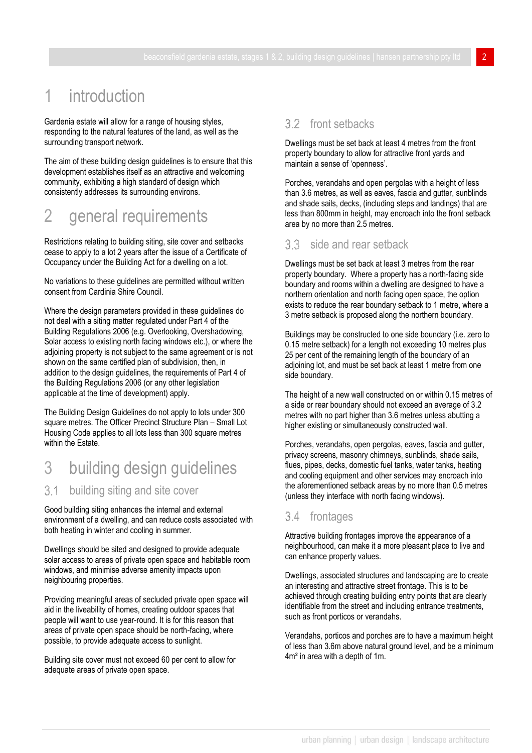# 1 introduction

Gardenia estate will allow for a range of housing styles, responding to the natural features of the land, as well as the surrounding transport network.

The aim of these building design guidelines is to ensure that this development establishes itself as an attractive and welcoming community, exhibiting a high standard of design which consistently addresses its surrounding environs.

# 2 general requirements

Restrictions relating to building siting, site cover and setbacks cease to apply to a lot 2 years after the issue of a Certificate of Occupancy under the Building Act for a dwelling on a lot.

No variations to these guidelines are permitted without written consent from Cardinia Shire Council.

Where the design parameters provided in these guidelines do not deal with a siting matter regulated under Part 4 of the Building Regulations 2006 (e.g. Overlooking, Overshadowing, Solar access to existing north facing windows etc.), or where the adjoining property is not subject to the same agreement or is not shown on the same certified plan of subdivision, then, in addition to the design guidelines, the requirements of Part 4 of the Building Regulations 2006 (or any other legislation applicable at the time of development) apply.

The Building Design Guidelines do not apply to lots under 300 square metres. The Officer Precinct Structure Plan – Small Lot Housing Code applies to all lots less than 300 square metres within the Estate.

# 3 building design guidelines

## 3.1 building siting and site cover

Good building siting enhances the internal and external environment of a dwelling, and can reduce costs associated with both heating in winter and cooling in summer.

Dwellings should be sited and designed to provide adequate solar access to areas of private open space and habitable room windows, and minimise adverse amenity impacts upon neighbouring properties.

Providing meaningful areas of secluded private open space will aid in the liveability of homes, creating outdoor spaces that people will want to use year-round. It is for this reason that areas of private open space should be north-facing, where possible, to provide adequate access to sunlight.

Building site cover must not exceed 60 per cent to allow for adequate areas of private open space.

## 3.2 front setbacks

Dwellings must be set back at least 4 metres from the front property boundary to allow for attractive front yards and maintain a sense of 'openness'.

Porches, verandahs and open pergolas with a height of less than 3.6 metres, as well as eaves, fascia and gutter, sunblinds and shade sails, decks, (including steps and landings) that are less than 800mm in height, may encroach into the front setback area by no more than 2.5 metres.

## 3.3 side and rear setback

Dwellings must be set back at least 3 metres from the rear property boundary. Where a property has a north-facing side boundary and rooms within a dwelling are designed to have a northern orientation and north facing open space, the option exists to reduce the rear boundary setback to 1 metre, where a 3 metre setback is proposed along the northern boundary.

Buildings may be constructed to one side boundary (i.e. zero to 0.15 metre setback) for a length not exceeding 10 metres plus 25 per cent of the remaining length of the boundary of an adjoining lot, and must be set back at least 1 metre from one side boundary.

The height of a new wall constructed on or within 0.15 metres of a side or rear boundary should not exceed an average of 3.2 metres with no part higher than 3.6 metres unless abutting a higher existing or simultaneously constructed wall.

Porches, verandahs, open pergolas, eaves, fascia and gutter, privacy screens, masonry chimneys, sunblinds, shade sails, flues, pipes, decks, domestic fuel tanks, water tanks, heating and cooling equipment and other services may encroach into the aforementioned setback areas by no more than 0.5 metres (unless they interface with north facing windows).

## 3.4 frontages

Attractive building frontages improve the appearance of a neighbourhood, can make it a more pleasant place to live and can enhance property values.

Dwellings, associated structures and landscaping are to create an interesting and attractive street frontage. This is to be achieved through creating building entry points that are clearly identifiable from the street and including entrance treatments, such as front porticos or verandahs.

Verandahs, porticos and porches are to have a maximum height of less than 3.6m above natural ground level, and be a minimum 4m² in area with a depth of 1m.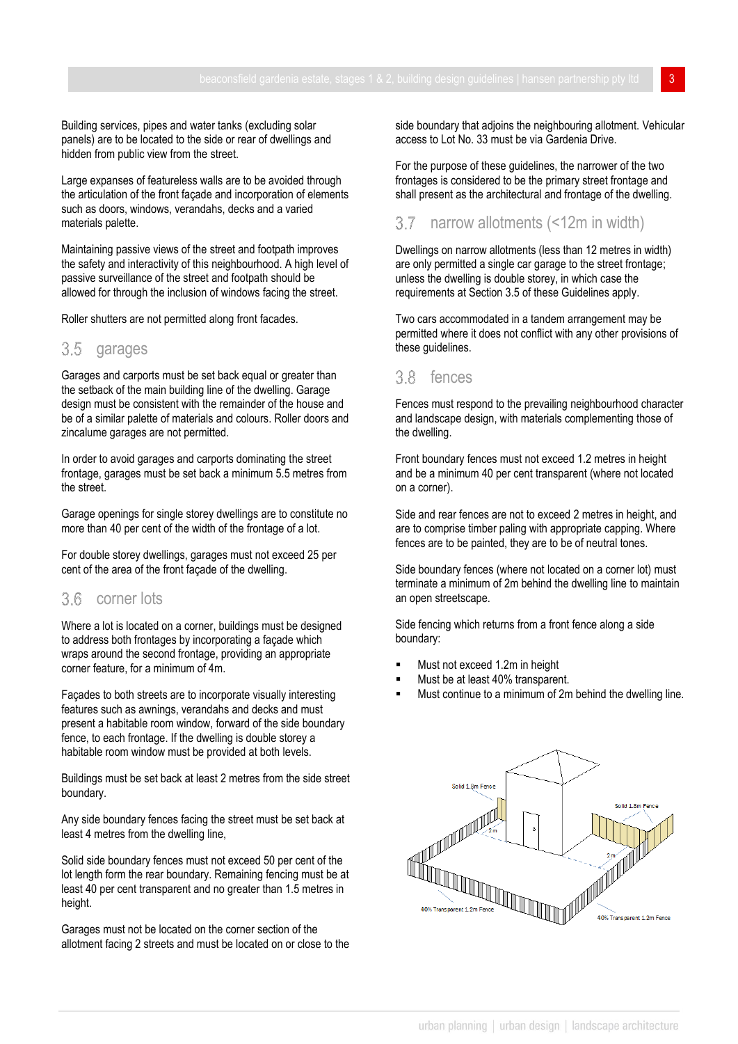Building services, pipes and water tanks (excluding solar panels) are to be located to the side or rear of dwellings and hidden from public view from the street.

Large expanses of featureless walls are to be avoided through the articulation of the front façade and incorporation of elements such as doors, windows, verandahs, decks and a varied materials palette.

Maintaining passive views of the street and footpath improves the safety and interactivity of this neighbourhood. A high level of passive surveillance of the street and footpath should be allowed for through the inclusion of windows facing the street.

Roller shutters are not permitted along front facades.

## 3.5 garages

Garages and carports must be set back equal or greater than the setback of the main building line of the dwelling. Garage design must be consistent with the remainder of the house and be of a similar palette of materials and colours. Roller doors and zincalume garages are not permitted.

In order to avoid garages and carports dominating the street frontage, garages must be set back a minimum 5.5 metres from the street.

Garage openings for single storey dwellings are to constitute no more than 40 per cent of the width of the frontage of a lot.

For double storey dwellings, garages must not exceed 25 per cent of the area of the front façade of the dwelling.

## 3.6 corner lots

Where a lot is located on a corner, buildings must be designed to address both frontages by incorporating a façade which wraps around the second frontage, providing an appropriate corner feature, for a minimum of 4m.

Façades to both streets are to incorporate visually interesting features such as awnings, verandahs and decks and must present a habitable room window, forward of the side boundary fence, to each frontage. If the dwelling is double storey a habitable room window must be provided at both levels.

Buildings must be set back at least 2 metres from the side street boundary.

Any side boundary fences facing the street must be set back at least 4 metres from the dwelling line,

Solid side boundary fences must not exceed 50 per cent of the lot length form the rear boundary. Remaining fencing must be at least 40 per cent transparent and no greater than 1.5 metres in height.

Garages must not be located on the corner section of the allotment facing 2 streets and must be located on or close to the side boundary that adjoins the neighbouring allotment. Vehicular access to Lot No. 33 must be via Gardenia Drive.

For the purpose of these guidelines, the narrower of the two frontages is considered to be the primary street frontage and shall present as the architectural and frontage of the dwelling.

## 3.7 narrow allotments (<12m in width)

Dwellings on narrow allotments (less than 12 metres in width) are only permitted a single car garage to the street frontage; unless the dwelling is double storey, in which case the requirements at Section 3.5 of these Guidelines apply.

Two cars accommodated in a tandem arrangement may be permitted where it does not conflict with any other provisions of these guidelines.

## 3.8 fences

Fences must respond to the prevailing neighbourhood character and landscape design, with materials complementing those of the dwelling.

Front boundary fences must not exceed 1.2 metres in height and be a minimum 40 per cent transparent (where not located on a corner).

Side and rear fences are not to exceed 2 metres in height, and are to comprise timber paling with appropriate capping. Where fences are to be painted, they are to be of neutral tones.

Side boundary fences (where not located on a corner lot) must terminate a minimum of 2m behind the dwelling line to maintain an open streetscape.

Side fencing which returns from a front fence along a side boundary:

- Must not exceed 1.2m in height
- Must be at least 40% transparent.
- Must continue to a minimum of 2m behind the dwelling line.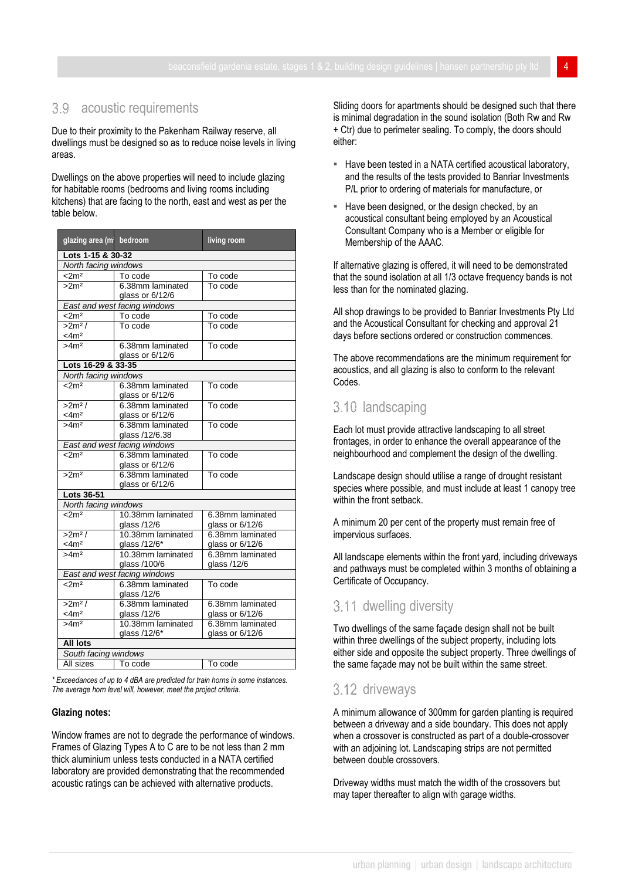## 3.9 acoustic requirements

Due to their proximity to the Pakenham Railway reserve, all dwellings must be designed so as to reduce noise levels in living areas.

Dwellings on the above properties will need to include glazing for habitable rooms (bedrooms and living rooms including kitchens) that are facing to the north, east and west as per the table below.

| glazing area (m | bedroom | living room |
|---|---|---|
| **Lots 1-15 & 30-32** | | |
| *North facing windows* | | |
| <2m² | To code | To code |
| >2m² | 6.38mm laminated glass or 6/12/6 | To code |
| *East and west facing windows* | | |
| <2m² | To code | To code |
| >2m² / <4m² | To code | To code |
| >4m² | 6.38mm laminated glass or 6/12/6 | To code |
| **Lots 16-29 & 33-35** | | |
| *North facing windows* | | |
| <2m² | 6.38mm laminated glass or 6/12/6 | To code |
| >2m² / <4m² | 6.38mm laminated glass or 6/12/6 | To code |
| >4m² | 6.38mm laminated glass /12/6.38 | To code |
| *East and west facing windows* | | |
| <2m² | 6.38mm laminated glass or 6/12/6 | To code |
| >2m² | 6.38mm laminated glass or 6/12/6 | To code |
| **Lots 36-51** | | |
| *North facing windows* | | |
| <2m² | 10.38mm laminated glass /12/6 | 6.38mm laminated glass or 6/12/6 |
| >2m² / <4m² | 10.38mm laminated glass /12/6* | 6.38mm laminated glass or 6/12/6 |
| >4m² | 10.38mm laminated glass /100/6 | 6.38mm laminated glass /12/6 |
| *East and west facing windows* | | |
| <2m² | 6.38mm laminated glass /12/6 | To code |
| >2m² / <4m² | 6.38mm laminated glass /12/6 | 6.38mm laminated glass or 6/12/6 |
| >4m² | 10.38mm laminated glass /12/6* | 6.38mm laminated glass or 6/12/6 |
| **All lots** | | |
| *South facing windows* | | |
| All sizes | To code | To code |

*\* Exceedances of up to 4 dBA are predicted for train horns in some instances. The average horn level will, however, meet the project criteria.*

**Glazing notes:**

Window frames are not to degrade the performance of windows. Frames of Glazing Types A to C are to be not less than 2 mm thick aluminium unless tests conducted in a NATA certified laboratory are provided demonstrating that the recommended acoustic ratings can be achieved with alternative products.

Sliding doors for apartments should be designed such that there is minimal degradation in the sound isolation (Both Rw and Rw + Ctr) due to perimeter sealing. To comply, the doors should either:

- Have been tested in a NATA certified acoustical laboratory, and the results of the tests provided to Banriar Investments P/L prior to ordering of materials for manufacture, or
- Have been designed, or the design checked, by an acoustical consultant being employed by an Acoustical Consultant Company who is a Member or eligible for Membership of the AAAC.

If alternative glazing is offered, it will need to be demonstrated that the sound isolation at all 1/3 octave frequency bands is not less than for the nominated glazing.

All shop drawings to be provided to Banriar Investments Pty Ltd and the Acoustical Consultant for checking and approval 21 days before sections ordered or construction commences.

The above recommendations are the minimum requirement for acoustics, and all glazing is also to conform to the relevant Codes.

## 3.10 landscaping

Each lot must provide attractive landscaping to all street frontages, in order to enhance the overall appearance of the neighbourhood and complement the design of the dwelling.

Landscape design should utilise a range of drought resistant species where possible, and must include at least 1 canopy tree within the front setback.

A minimum 20 per cent of the property must remain free of impervious surfaces.

All landscape elements within the front yard, including driveways and pathways must be completed within 3 months of obtaining a Certificate of Occupancy.

## 3.11 dwelling diversity

Two dwellings of the same façade design shall not be built within three dwellings of the subject property, including lots either side and opposite the subject property. Three dwellings of the same façade may not be built within the same street.

## 3.12 driveways

A minimum allowance of 300mm for garden planting is required between a driveway and a side boundary. This does not apply when a crossover is constructed as part of a double-crossover with an adjoining lot. Landscaping strips are not permitted between double crossovers.

Driveway widths must match the width of the crossovers but may taper thereafter to align with garage widths.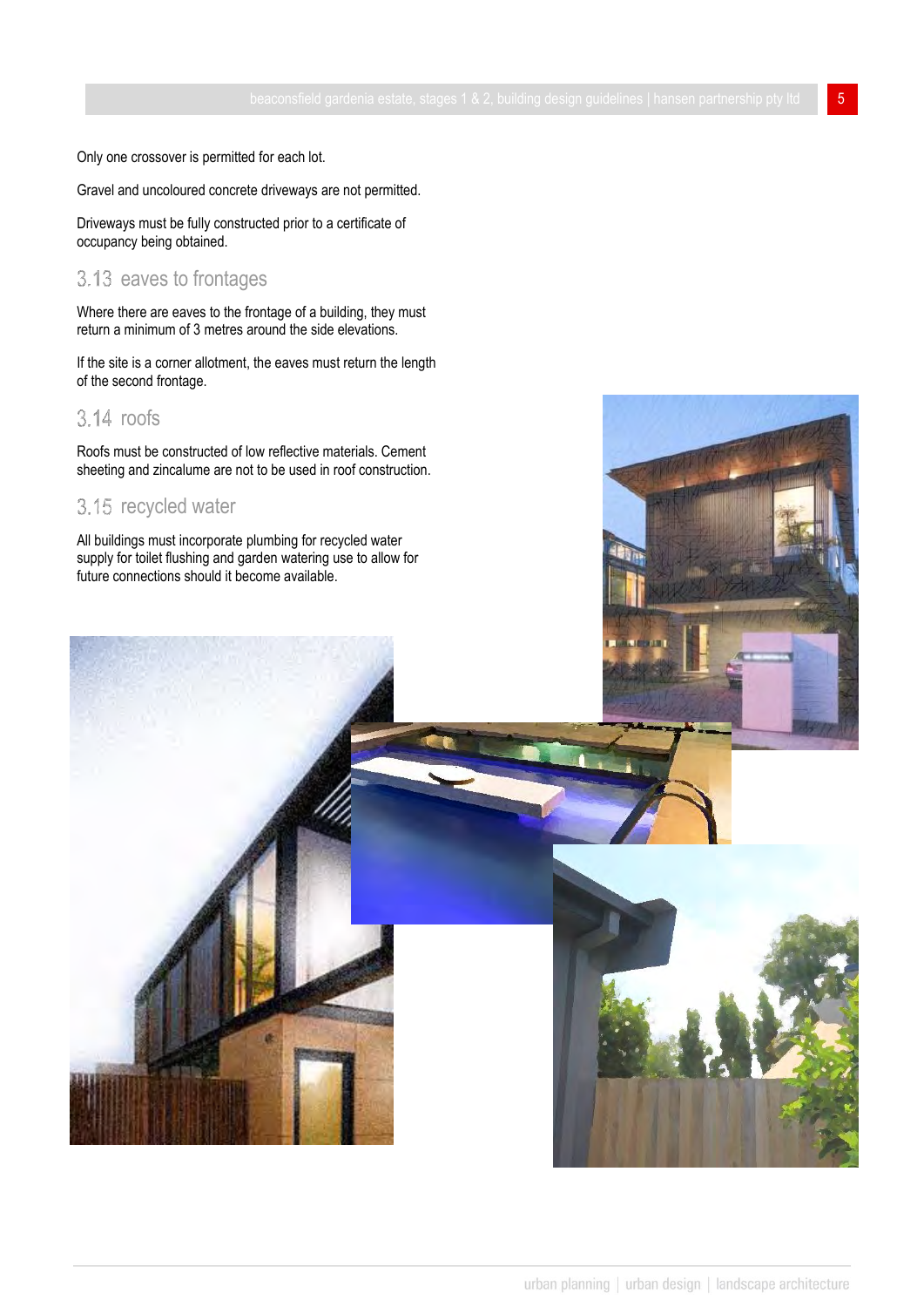Only one crossover is permitted for each lot.

Gravel and uncoloured concrete driveways are not permitted.

Driveways must be fully constructed prior to a certificate of occupancy being obtained.

## 3.13 eaves to frontages

Where there are eaves to the frontage of a building, they must return a minimum of 3 metres around the side elevations.

If the site is a corner allotment, the eaves must return the length of the second frontage.

## 3.14 roofs

Roofs must be constructed of low reflective materials. Cement sheeting and zincalume are not to be used in roof construction.

## 3.15 recycled water

All buildings must incorporate plumbing for recycled water supply for toilet flushing and garden watering use to allow for future connections should it become available.